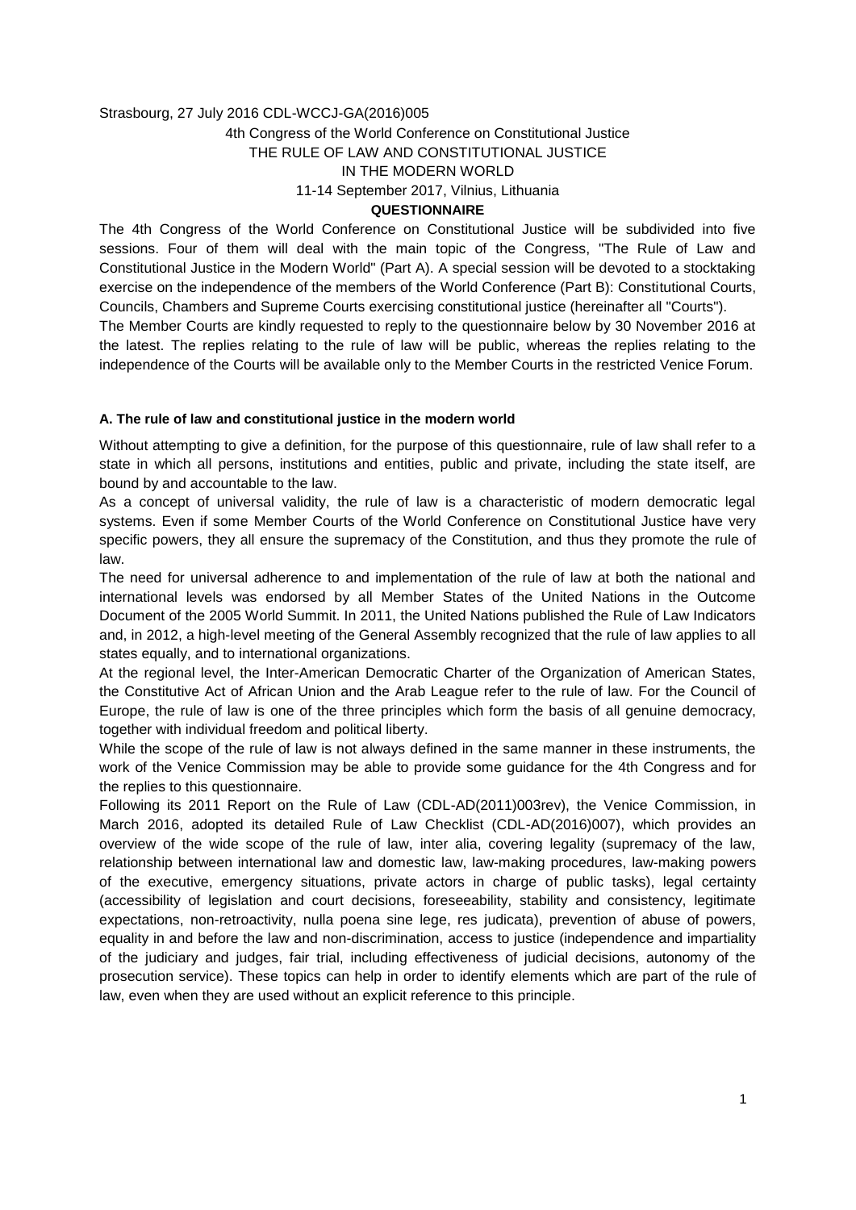Strasbourg, 27 July 2016 CDL-WCCJ-GA(2016)005

4th Congress of the World Conference on Constitutional Justice

THE RULE OF LAW AND CONSTITUTIONAL JUSTICE

IN THE MODERN WORLD

11-14 September 2017, Vilnius, Lithuania

**QUESTIONNAIRE**

The 4th Congress of the World Conference on Constitutional Justice will be subdivided into five sessions. Four of them will deal with the main topic of the Congress, "The Rule of Law and Constitutional Justice in the Modern World" (Part A). A special session will be devoted to a stocktaking exercise on the independence of the members of the World Conference (Part B): Constitutional Courts, Councils, Chambers and Supreme Courts exercising constitutional justice (hereinafter all "Courts").

The Member Courts are kindly requested to reply to the questionnaire below by 30 November 2016 at the latest. The replies relating to the rule of law will be public, whereas the replies relating to the independence of the Courts will be available only to the Member Courts in the restricted Venice Forum.

**A. The rule of law and constitutional justice in the modern world**

Without attempting to give a definition, for the purpose of this questionnaire, rule of law shall refer to a state in which all persons, institutions and entities, public and private, including the state itself, are bound by and accountable to the law.

As a concept of universal validity, the rule of law is a characteristic of modern democratic legal systems. Even if some Member Courts of the World Conference on Constitutional Justice have very specific powers, they all ensure the supremacy of the Constitution, and thus they promote the rule of law.

The need for universal adherence to and implementation of the rule of law at both the national and international levels was endorsed by all Member States of the United Nations in the Outcome Document of the 2005 World Summit. In 2011, the United Nations published the Rule of Law Indicators and, in 2012, a high-level meeting of the General Assembly recognized that the rule of law applies to all states equally, and to international organizations.

At the regional level, the Inter-American Democratic Charter of the Organization of American States, the Constitutive Act of African Union and the Arab League refer to the rule of law. For the Council of Europe, the rule of law is one of the three principles which form the basis of all genuine democracy, together with individual freedom and political liberty.

While the scope of the rule of law is not always defined in the same manner in these instruments, the work of the Venice Commission may be able to provide some guidance for the 4th Congress and for the replies to this questionnaire.

Following its 2011 Report on the Rule of Law (CDL-AD(2011)003rev), the Venice Commission, in March 2016, adopted its detailed Rule of Law Checklist (CDL-AD(2016)007), which provides an overview of the wide scope of the rule of law, inter alia, covering legality (supremacy of the law, relationship between international law and domestic law, law-making procedures, law-making powers of the executive, emergency situations, private actors in charge of public tasks), legal certainty (accessibility of legislation and court decisions, foreseeability, stability and consistency, legitimate expectations, non-retroactivity, nulla poena sine lege, res judicata), prevention of abuse of powers, equality in and before the law and non-discrimination, access to justice (independence and impartiality of the judiciary and judges, fair trial, including effectiveness of judicial decisions, autonomy of the prosecution service). These topics can help in order to identify elements which are part of the rule of law, even when they are used without an explicit reference to this principle.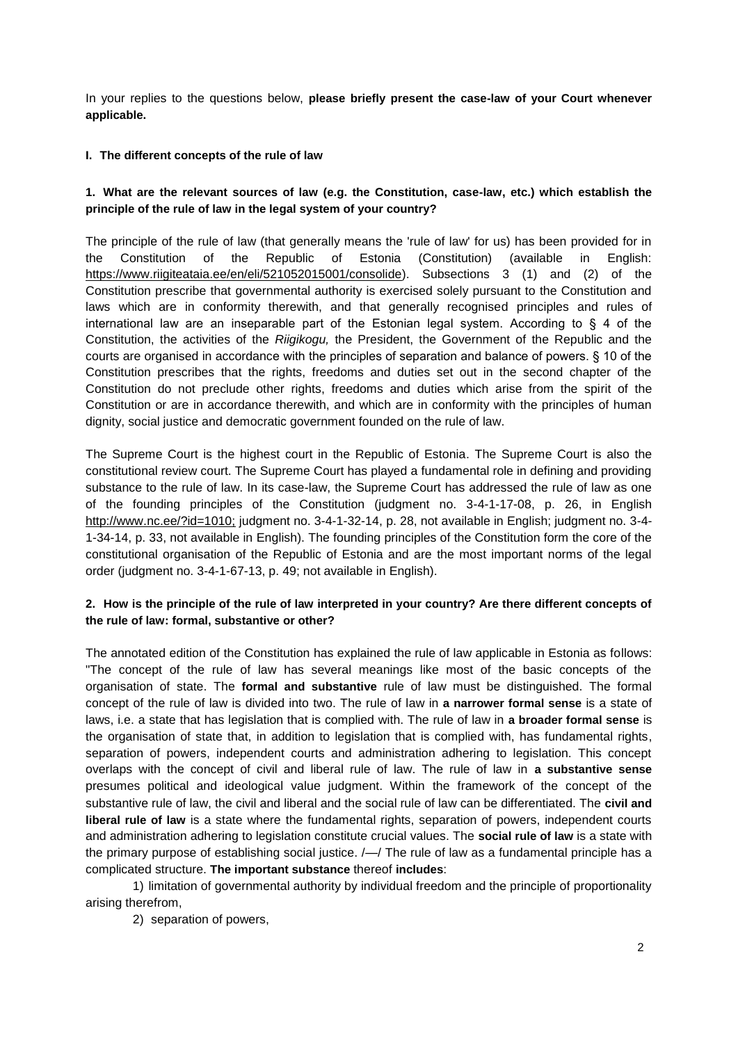In your replies to the questions below, **please briefly present the case-law of your Court whenever applicable.**

## I. The different concepts of the rule of law

### 1. What are the relevant sources of law (e.g. the Constitution, case-law, etc.) which establish the principle of the rule of law in the legal system of your country?

The principle of the rule of law (that generally means the 'rule of law' for us) has been provided for in the Constitution of the Republic of Estonia (Constitution) (available in English: https://www.riigiteataia.ee/en/eli/521052015001/consolide). Subsections 3 (1) and (2) of the Constitution prescribe that governmental authority is exercised solely pursuant to the Constitution and laws which are in conformity therewith, and that generally recognised principles and rules of international law are an inseparable part of the Estonian legal system. According to § 4 of the Constitution, the activities of the *Riigikogu,* the President, the Government of the Republic and the courts are organised in accordance with the principles of separation and balance of powers. § 10 of the Constitution prescribes that the rights, freedoms and duties set out in the second chapter of the Constitution do not preclude other rights, freedoms and duties which arise from the spirit of the Constitution or are in accordance therewith, and which are in conformity with the principles of human dignity, social justice and democratic government founded on the rule of law.

The Supreme Court is the highest court in the Republic of Estonia. The Supreme Court is also the constitutional review court. The Supreme Court has played a fundamental role in defining and providing substance to the rule of law. In its case-law, the Supreme Court has addressed the rule of law as one of the founding principles of the Constitution (judgment no. 3-4-1-17-08, p. 26, in English http://www.nc.ee/?id=1010; judgment no. 3-4-1-32-14, p. 28, not available in English; judgment no. 3-4-1-34-14, p. 33, not available in English). The founding principles of the Constitution form the core of the constitutional organisation of the Republic of Estonia and are the most important norms of the legal order (judgment no. 3-4-1-67-13, p. 49; not available in English).

### 2. How is the principle of the rule of law interpreted in your country? Are there different concepts of the rule of law: formal, substantive or other?

The annotated edition of the Constitution has explained the rule of law applicable in Estonia as follows: "The concept of the rule of law has several meanings like most of the basic concepts of the organisation of state. The **formal and substantive** rule of law must be distinguished. The formal concept of the rule of law is divided into two. The rule of law in **a narrower formal sense** is a state of laws, i.e. a state that has legislation that is complied with. The rule of law in **a broader formal sense** is the organisation of state that, in addition to legislation that is complied with, has fundamental rights, separation of powers, independent courts and administration adhering to legislation. This concept overlaps with the concept of civil and liberal rule of law. The rule of law in **a substantive sense** presumes political and ideological value judgment. Within the framework of the concept of the substantive rule of law, the civil and liberal and the social rule of law can be differentiated. The **civil and liberal rule of law** is a state where the fundamental rights, separation of powers, independent courts and administration adhering to legislation constitute crucial values. The **social rule of law** is a state with the primary purpose of establishing social justice. /—/ The rule of law as a fundamental principle has a complicated structure. **The important substance** thereof **includes**:

1) limitation of governmental authority by individual freedom and the principle of proportionality arising therefrom,

2) separation of powers,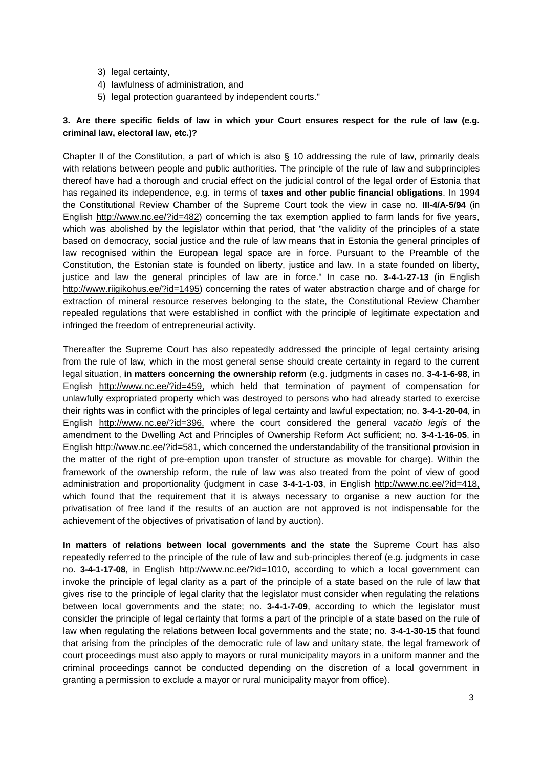3) legal certainty,
4) lawfulness of administration, and
5) legal protection guaranteed by independent courts."

**3. Are there specific fields of law in which your Court ensures respect for the rule of law (e.g. criminal law, electoral law, etc.)?**

Chapter II of the Constitution, a part of which is also § 10 addressing the rule of law, primarily deals with relations between people and public authorities. The principle of the rule of law and subprinciples thereof have had a thorough and crucial effect on the judicial control of the legal order of Estonia that has regained its independence, e.g. in terms of **taxes and other public financial obligations**. In 1994 the Constitutional Review Chamber of the Supreme Court took the view in case no. **III-4/A-5/94** (in English http://www.nc.ee/?id=482) concerning the tax exemption applied to farm lands for five years, which was abolished by the legislator within that period, that "the validity of the principles of a state based on democracy, social justice and the rule of law means that in Estonia the general principles of law recognised within the European legal space are in force. Pursuant to the Preamble of the Constitution, the Estonian state is founded on liberty, justice and law. In a state founded on liberty, justice and law the general principles of law are in force." In case no. **3-4-1-27-13** (in English http://www.riigikohus.ee/?id=1495) concerning the rates of water abstraction charge and of charge for extraction of mineral resource reserves belonging to the state, the Constitutional Review Chamber repealed regulations that were established in conflict with the principle of legitimate expectation and infringed the freedom of entrepreneurial activity.

Thereafter the Supreme Court has also repeatedly addressed the principle of legal certainty arising from the rule of law, which in the most general sense should create certainty in regard to the current legal situation, **in matters concerning the ownership reform** (e.g. judgments in cases no. **3-4-1-6-98**, in English http://www.nc.ee/?id=459, which held that termination of payment of compensation for unlawfully expropriated property which was destroyed to persons who had already started to exercise their rights was in conflict with the principles of legal certainty and lawful expectation; no. **3-4-1-20-04**, in English http://www.nc.ee/?id=396, where the court considered the general *vacatio legis* of the amendment to the Dwelling Act and Principles of Ownership Reform Act sufficient; no. **3-4-1-16-05**, in English http://www.nc.ee/?id=581, which concerned the understandability of the transitional provision in the matter of the right of pre-emption upon transfer of structure as movable for charge). Within the framework of the ownership reform, the rule of law was also treated from the point of view of good administration and proportionality (judgment in case **3-4-1-1-03**, in English http://www.nc.ee/?id=418, which found that the requirement that it is always necessary to organise a new auction for the privatisation of free land if the results of an auction are not approved is not indispensable for the achievement of the objectives of privatisation of land by auction).

**In matters of relations between local governments and the state** the Supreme Court has also repeatedly referred to the principle of the rule of law and sub-principles thereof (e.g. judgments in case no. **3-4-1-17-08**, in English http://www.nc.ee/?id=1010, according to which a local government can invoke the principle of legal clarity as a part of the principle of a state based on the rule of law that gives rise to the principle of legal clarity that the legislator must consider when regulating the relations between local governments and the state; no. **3-4-1-7-09**, according to which the legislator must consider the principle of legal certainty that forms a part of the principle of a state based on the rule of law when regulating the relations between local governments and the state; no. **3-4-1-30-15** that found that arising from the principles of the democratic rule of law and unitary state, the legal framework of court proceedings must also apply to mayors or rural municipality mayors in a uniform manner and the criminal proceedings cannot be conducted depending on the discretion of a local government in granting a permission to exclude a mayor or rural municipality mayor from office).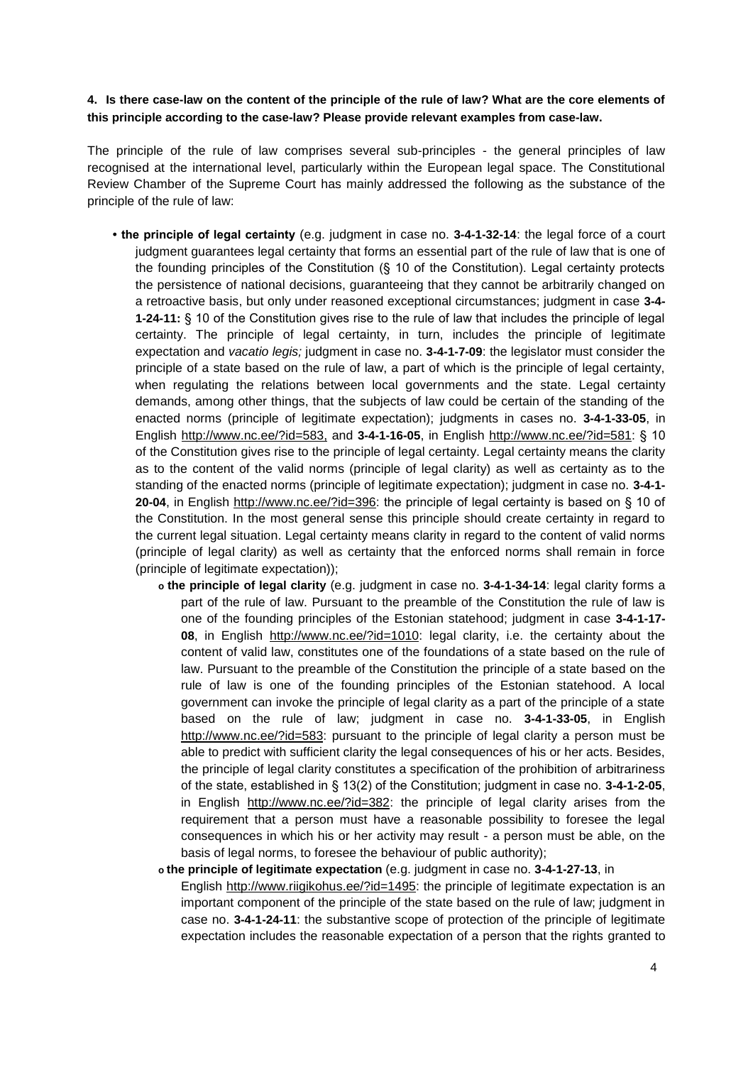**4. Is there case-law on the content of the principle of the rule of law? What are the core elements of this principle according to the case-law? Please provide relevant examples from case-law.**

The principle of the rule of law comprises several sub-principles - the general principles of law recognised at the international level, particularly within the European legal space. The Constitutional Review Chamber of the Supreme Court has mainly addressed the following as the substance of the principle of the rule of law:

- **the principle of legal certainty** (e.g. judgment in case no. **3-4-1-32-14**: the legal force of a court judgment guarantees legal certainty that forms an essential part of the rule of law that is one of the founding principles of the Constitution (§ 10 of the Constitution). Legal certainty protects the persistence of national decisions, guaranteeing that they cannot be arbitrarily changed on a retroactive basis, but only under reasoned exceptional circumstances; judgment in case **3-4-1-24-11:** § 10 of the Constitution gives rise to the rule of law that includes the principle of legal certainty. The principle of legal certainty, in turn, includes the principle of legitimate expectation and *vacatio legis;* judgment in case no. **3-4-1-7-09**: the legislator must consider the principle of a state based on the rule of law, a part of which is the principle of legal certainty, when regulating the relations between local governments and the state. Legal certainty demands, among other things, that the subjects of law could be certain of the standing of the enacted norms (principle of legitimate expectation); judgments in cases no. **3-4-1-33-05**, in English http://www.nc.ee/?id=583, and **3-4-1-16-05**, in English http://www.nc.ee/?id=581: § 10 of the Constitution gives rise to the principle of legal certainty. Legal certainty means the clarity as to the content of the valid norms (principle of legal clarity) as well as certainty as to the standing of the enacted norms (principle of legitimate expectation); judgment in case no. **3-4-1-20-04**, in English http://www.nc.ee/?id=396: the principle of legal certainty is based on § 10 of the Constitution. In the most general sense this principle should create certainty in regard to the current legal situation. Legal certainty means clarity in regard to the content of valid norms (principle of legal clarity) as well as certainty that the enforced norms shall remain in force (principle of legitimate expectation));
  - **the principle of legal clarity** (e.g. judgment in case no. **3-4-1-34-14**: legal clarity forms a part of the rule of law. Pursuant to the preamble of the Constitution the rule of law is one of the founding principles of the Estonian statehood; judgment in case **3-4-1-17-08**, in English http://www.nc.ee/?id=1010: legal clarity, i.e. the certainty about the content of valid law, constitutes one of the foundations of a state based on the rule of law. Pursuant to the preamble of the Constitution the principle of a state based on the rule of law is one of the founding principles of the Estonian statehood. A local government can invoke the principle of legal clarity as a part of the principle of a state based on the rule of law; judgment in case no. **3-4-1-33-05**, in English http://www.nc.ee/?id=583: pursuant to the principle of legal clarity a person must be able to predict with sufficient clarity the legal consequences of his or her acts. Besides, the principle of legal clarity constitutes a specification of the prohibition of arbitrariness of the state, established in § 13(2) of the Constitution; judgment in case no. **3-4-1-2-05**, in English http://www.nc.ee/?id=382: the principle of legal clarity arises from the requirement that a person must have a reasonable possibility to foresee the legal consequences in which his or her activity may result - a person must be able, on the basis of legal norms, to foresee the behaviour of public authority);
  - **the principle of legitimate expectation** (e.g. judgment in case no. **3-4-1-27-13**, in English http://www.riigikohus.ee/?id=1495: the principle of legitimate expectation is an important component of the principle of the state based on the rule of law; judgment in case no. **3-4-1-24-11**: the substantive scope of protection of the principle of legitimate expectation includes the reasonable expectation of a person that the rights granted to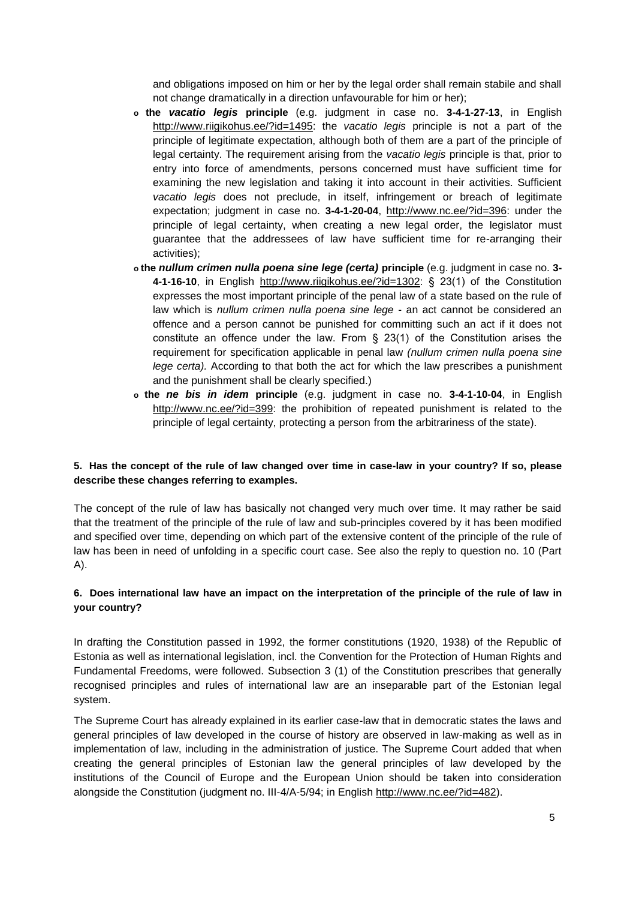and obligations imposed on him or her by the legal order shall remain stabile and shall not change dramatically in a direction unfavourable for him or her);

- **the *vacatio legis* principle** (e.g. judgment in case no. **3-4-1-27-13**, in English http://www.riigikohus.ee/?id=1495: the *vacatio legis* principle is not a part of the principle of legitimate expectation, although both of them are a part of the principle of legal certainty. The requirement arising from the *vacatio legis* principle is that, prior to entry into force of amendments, persons concerned must have sufficient time for examining the new legislation and taking it into account in their activities. Sufficient *vacatio legis* does not preclude, in itself, infringement or breach of legitimate expectation; judgment in case no. **3-4-1-20-04**, http://www.nc.ee/?id=396: under the principle of legal certainty, when creating a new legal order, the legislator must guarantee that the addressees of law have sufficient time for re-arranging their activities);
- **the *nullum crimen nulla poena sine lege (certa)* principle** (e.g. judgment in case no. **3-4-1-16-10**, in English http://www.riigikohus.ee/?id=1302: § 23(1) of the Constitution expresses the most important principle of the penal law of a state based on the rule of law which is *nullum crimen nulla poena sine lege* - an act cannot be considered an offence and a person cannot be punished for committing such an act if it does not constitute an offence under the law. From § 23(1) of the Constitution arises the requirement for specification applicable in penal law *(nullum crimen nulla poena sine lege certa).* According to that both the act for which the law prescribes a punishment and the punishment shall be clearly specified.)
- **the *ne bis in idem* principle** (e.g. judgment in case no. **3-4-1-10-04**, in English http://www.nc.ee/?id=399: the prohibition of repeated punishment is related to the principle of legal certainty, protecting a person from the arbitrariness of the state).

**5. Has the concept of the rule of law changed over time in case-law in your country? If so, please describe these changes referring to examples.**

The concept of the rule of law has basically not changed very much over time. It may rather be said that the treatment of the principle of the rule of law and sub-principles covered by it has been modified and specified over time, depending on which part of the extensive content of the principle of the rule of law has been in need of unfolding in a specific court case. See also the reply to question no. 10 (Part A).

**6. Does international law have an impact on the interpretation of the principle of the rule of law in your country?**

In drafting the Constitution passed in 1992, the former constitutions (1920, 1938) of the Republic of Estonia as well as international legislation, incl. the Convention for the Protection of Human Rights and Fundamental Freedoms, were followed. Subsection 3 (1) of the Constitution prescribes that generally recognised principles and rules of international law are an inseparable part of the Estonian legal system.

The Supreme Court has already explained in its earlier case-law that in democratic states the laws and general principles of law developed in the course of history are observed in law-making as well as in implementation of law, including in the administration of justice. The Supreme Court added that when creating the general principles of Estonian law the general principles of law developed by the institutions of the Council of Europe and the European Union should be taken into consideration alongside the Constitution (judgment no. III-4/A-5/94; in English http://www.nc.ee/?id=482).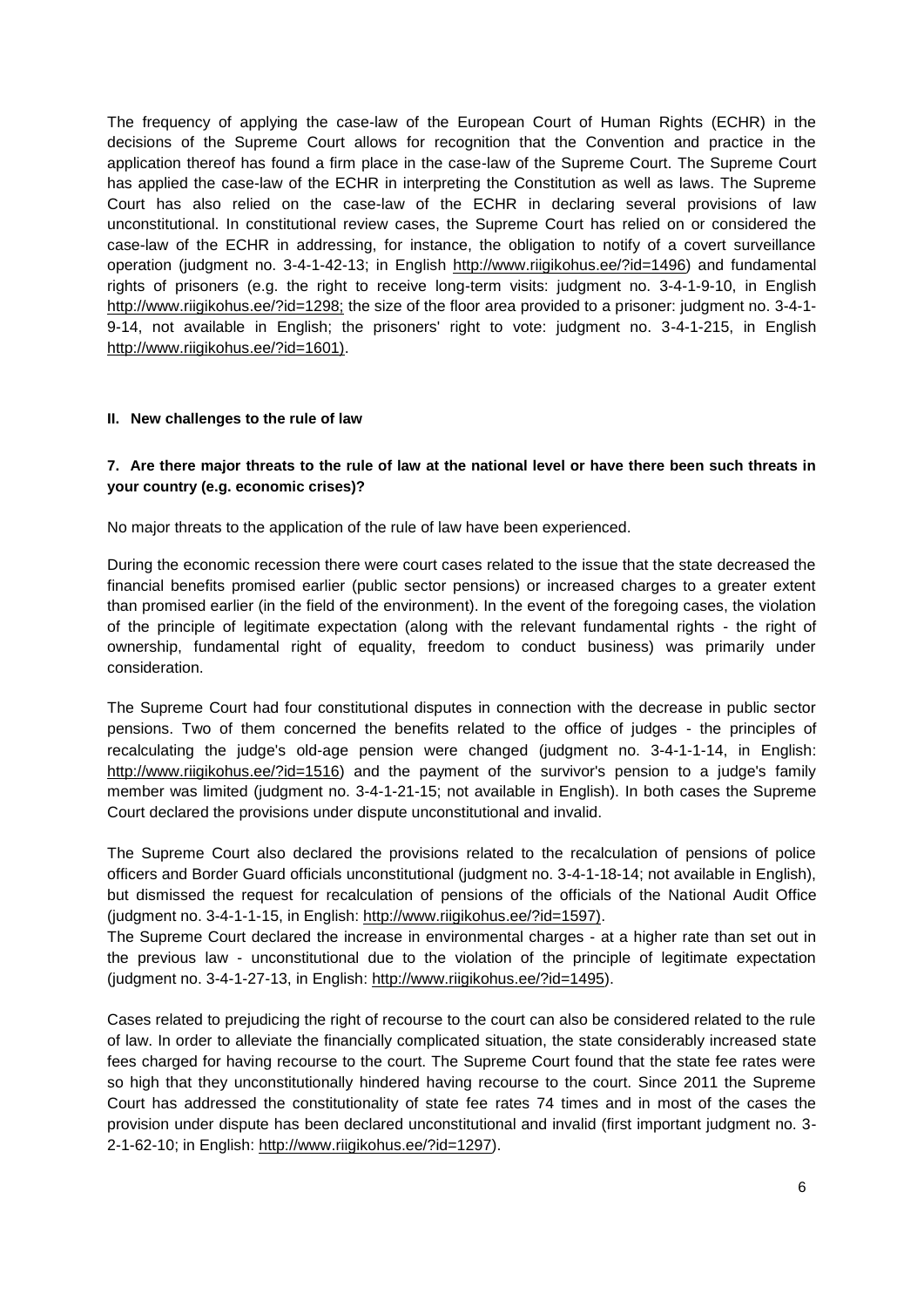The frequency of applying the case-law of the European Court of Human Rights (ECHR) in the decisions of the Supreme Court allows for recognition that the Convention and practice in the application thereof has found a firm place in the case-law of the Supreme Court. The Supreme Court has applied the case-law of the ECHR in interpreting the Constitution as well as laws. The Supreme Court has also relied on the case-law of the ECHR in declaring several provisions of law unconstitutional. In constitutional review cases, the Supreme Court has relied on or considered the case-law of the ECHR in addressing, for instance, the obligation to notify of a covert surveillance operation (judgment no. 3-4-1-42-13; in English http://www.riigikohus.ee/?id=1496) and fundamental rights of prisoners (e.g. the right to receive long-term visits: judgment no. 3-4-1-9-10, in English http://www.riigikohus.ee/?id=1298; the size of the floor area provided to a prisoner: judgment no. 3-4-1-9-14, not available in English; the prisoners' right to vote: judgment no. 3-4-1-215, in English http://www.riigikohus.ee/?id=1601).

## II. New challenges to the rule of law

### 7. Are there major threats to the rule of law at the national level or have there been such threats in your country (e.g. economic crises)?

No major threats to the application of the rule of law have been experienced.

During the economic recession there were court cases related to the issue that the state decreased the financial benefits promised earlier (public sector pensions) or increased charges to a greater extent than promised earlier (in the field of the environment). In the event of the foregoing cases, the violation of the principle of legitimate expectation (along with the relevant fundamental rights - the right of ownership, fundamental right of equality, freedom to conduct business) was primarily under consideration.

The Supreme Court had four constitutional disputes in connection with the decrease in public sector pensions. Two of them concerned the benefits related to the office of judges - the principles of recalculating the judge's old-age pension were changed (judgment no. 3-4-1-1-14, in English: http://www.riigikohus.ee/?id=1516) and the payment of the survivor's pension to a judge's family member was limited (judgment no. 3-4-1-21-15; not available in English). In both cases the Supreme Court declared the provisions under dispute unconstitutional and invalid.

The Supreme Court also declared the provisions related to the recalculation of pensions of police officers and Border Guard officials unconstitutional (judgment no. 3-4-1-18-14; not available in English), but dismissed the request for recalculation of pensions of the officials of the National Audit Office (judgment no. 3-4-1-1-15, in English: http://www.riigikohus.ee/?id=1597).
The Supreme Court declared the increase in environmental charges - at a higher rate than set out in the previous law - unconstitutional due to the violation of the principle of legitimate expectation (judgment no. 3-4-1-27-13, in English: http://www.riigikohus.ee/?id=1495).

Cases related to prejudicing the right of recourse to the court can also be considered related to the rule of law. In order to alleviate the financially complicated situation, the state considerably increased state fees charged for having recourse to the court. The Supreme Court found that the state fee rates were so high that they unconstitutionally hindered having recourse to the court. Since 2011 the Supreme Court has addressed the constitutionality of state fee rates 74 times and in most of the cases the provision under dispute has been declared unconstitutional and invalid (first important judgment no. 3-2-1-62-10; in English: http://www.riigikohus.ee/?id=1297).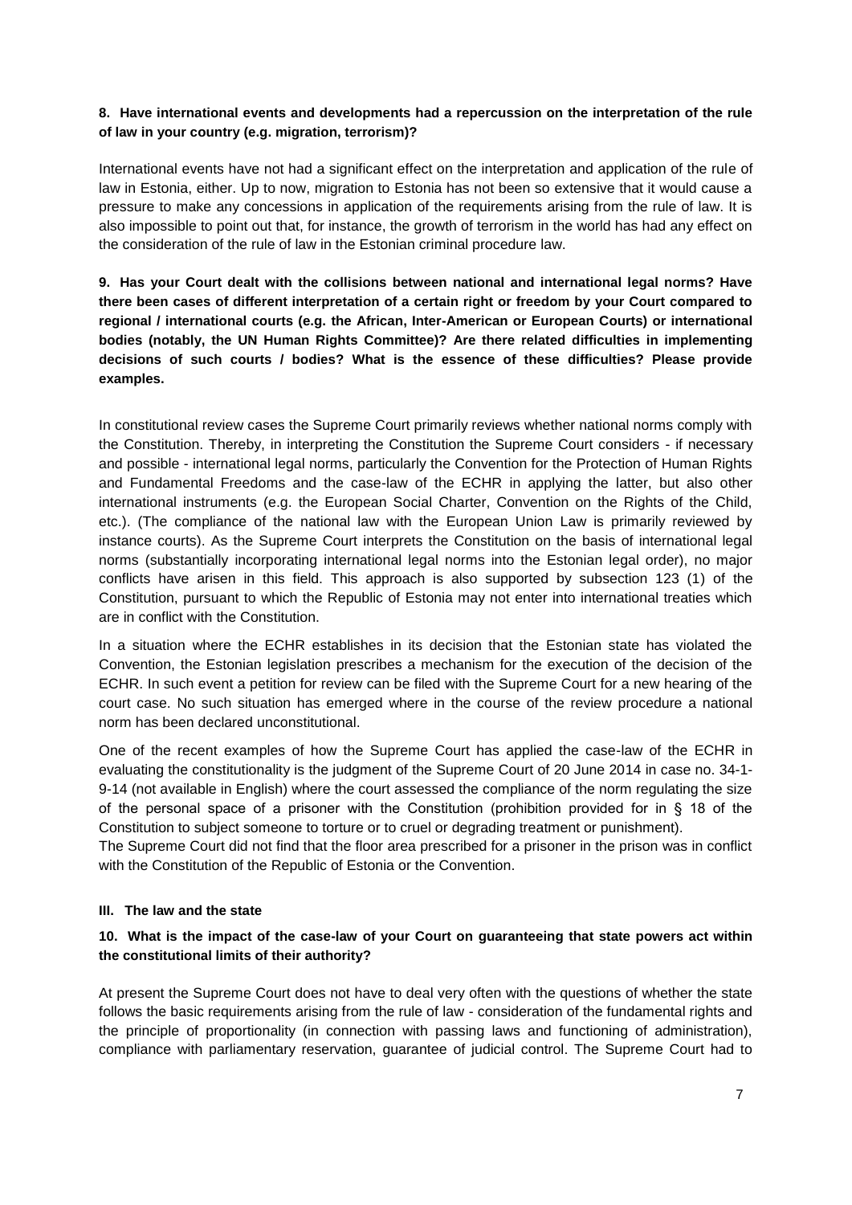**8. Have international events and developments had a repercussion on the interpretation of the rule of law in your country (e.g. migration, terrorism)?**

International events have not had a significant effect on the interpretation and application of the rule of law in Estonia, either. Up to now, migration to Estonia has not been so extensive that it would cause a pressure to make any concessions in application of the requirements arising from the rule of law. It is also impossible to point out that, for instance, the growth of terrorism in the world has had any effect on the consideration of the rule of law in the Estonian criminal procedure law.

**9. Has your Court dealt with the collisions between national and international legal norms? Have there been cases of different interpretation of a certain right or freedom by your Court compared to regional / international courts (e.g. the African, Inter-American or European Courts) or international bodies (notably, the UN Human Rights Committee)? Are there related difficulties in implementing decisions of such courts / bodies? What is the essence of these difficulties? Please provide examples.**

In constitutional review cases the Supreme Court primarily reviews whether national norms comply with the Constitution. Thereby, in interpreting the Constitution the Supreme Court considers - if necessary and possible - international legal norms, particularly the Convention for the Protection of Human Rights and Fundamental Freedoms and the case-law of the ECHR in applying the latter, but also other international instruments (e.g. the European Social Charter, Convention on the Rights of the Child, etc.). (The compliance of the national law with the European Union Law is primarily reviewed by instance courts). As the Supreme Court interprets the Constitution on the basis of international legal norms (substantially incorporating international legal norms into the Estonian legal order), no major conflicts have arisen in this field. This approach is also supported by subsection 123 (1) of the Constitution, pursuant to which the Republic of Estonia may not enter into international treaties which are in conflict with the Constitution.

In a situation where the ECHR establishes in its decision that the Estonian state has violated the Convention, the Estonian legislation prescribes a mechanism for the execution of the decision of the ECHR. In such event a petition for review can be filed with the Supreme Court for a new hearing of the court case. No such situation has emerged where in the course of the review procedure a national norm has been declared unconstitutional.

One of the recent examples of how the Supreme Court has applied the case-law of the ECHR in evaluating the constitutionality is the judgment of the Supreme Court of 20 June 2014 in case no. 34-1-9-14 (not available in English) where the court assessed the compliance of the norm regulating the size of the personal space of a prisoner with the Constitution (prohibition provided for in § 18 of the Constitution to subject someone to torture or to cruel or degrading treatment or punishment).
The Supreme Court did not find that the floor area prescribed for a prisoner in the prison was in conflict with the Constitution of the Republic of Estonia or the Convention.

## III. The law and the state

**10. What is the impact of the case-law of your Court on guaranteeing that state powers act within the constitutional limits of their authority?**

At present the Supreme Court does not have to deal very often with the questions of whether the state follows the basic requirements arising from the rule of law - consideration of the fundamental rights and the principle of proportionality (in connection with passing laws and functioning of administration), compliance with parliamentary reservation, guarantee of judicial control. The Supreme Court had to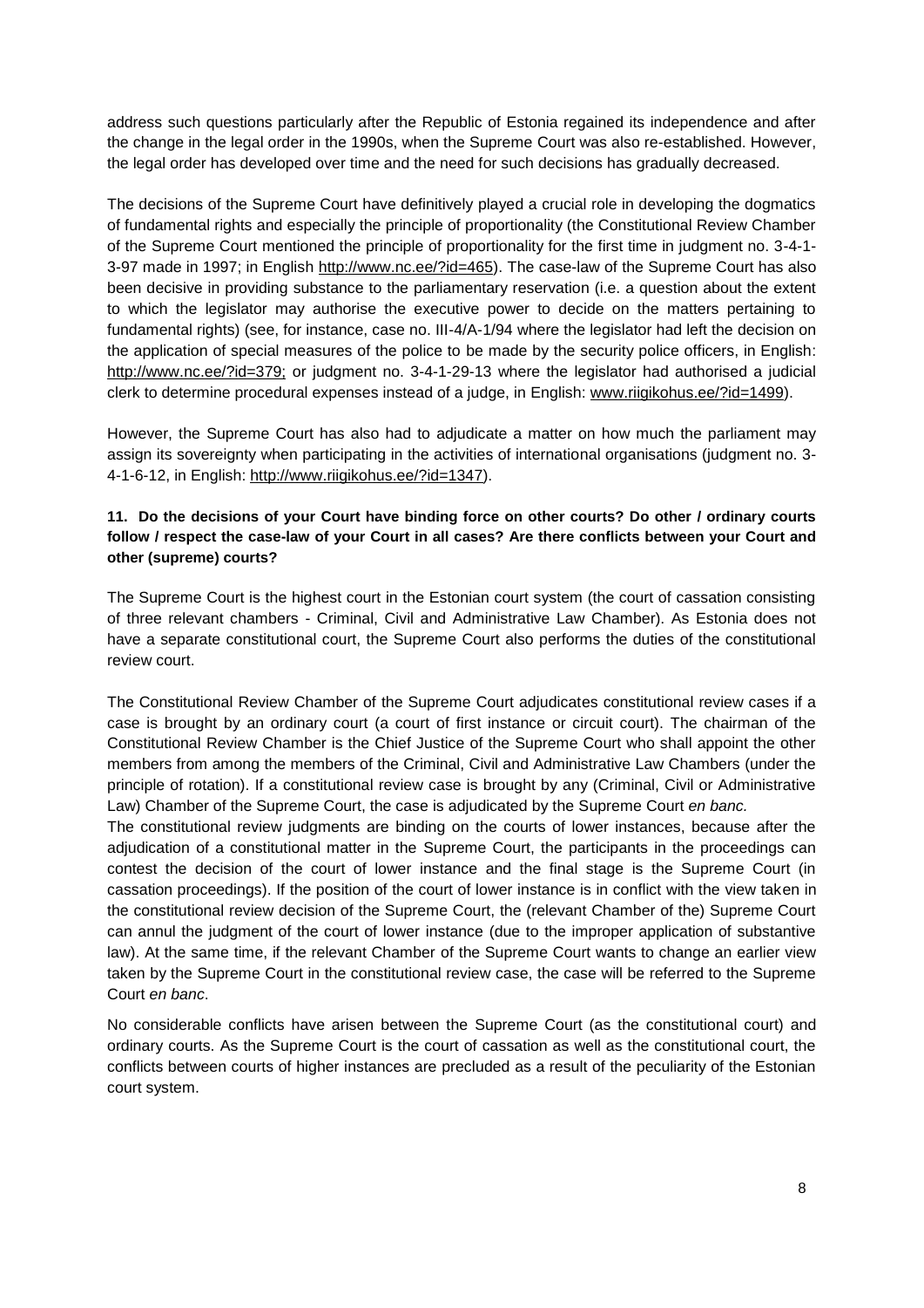address such questions particularly after the Republic of Estonia regained its independence and after the change in the legal order in the 1990s, when the Supreme Court was also re-established. However, the legal order has developed over time and the need for such decisions has gradually decreased.

The decisions of the Supreme Court have definitively played a crucial role in developing the dogmatics of fundamental rights and especially the principle of proportionality (the Constitutional Review Chamber of the Supreme Court mentioned the principle of proportionality for the first time in judgment no. 3-4-1-3-97 made in 1997; in English http://www.nc.ee/?id=465). The case-law of the Supreme Court has also been decisive in providing substance to the parliamentary reservation (i.e. a question about the extent to which the legislator may authorise the executive power to decide on the matters pertaining to fundamental rights) (see, for instance, case no. III-4/A-1/94 where the legislator had left the decision on the application of special measures of the police to be made by the security police officers, in English: http://www.nc.ee/?id=379; or judgment no. 3-4-1-29-13 where the legislator had authorised a judicial clerk to determine procedural expenses instead of a judge, in English: www.riigikohus.ee/?id=1499).

However, the Supreme Court has also had to adjudicate a matter on how much the parliament may assign its sovereignty when participating in the activities of international organisations (judgment no. 3-4-1-6-12, in English: http://www.riigikohus.ee/?id=1347).

**11. Do the decisions of your Court have binding force on other courts? Do other / ordinary courts follow / respect the case-law of your Court in all cases? Are there conflicts between your Court and other (supreme) courts?**

The Supreme Court is the highest court in the Estonian court system (the court of cassation consisting of three relevant chambers - Criminal, Civil and Administrative Law Chamber). As Estonia does not have a separate constitutional court, the Supreme Court also performs the duties of the constitutional review court.

The Constitutional Review Chamber of the Supreme Court adjudicates constitutional review cases if a case is brought by an ordinary court (a court of first instance or circuit court). The chairman of the Constitutional Review Chamber is the Chief Justice of the Supreme Court who shall appoint the other members from among the members of the Criminal, Civil and Administrative Law Chambers (under the principle of rotation). If a constitutional review case is brought by any (Criminal, Civil or Administrative Law) Chamber of the Supreme Court, the case is adjudicated by the Supreme Court *en banc.*

The constitutional review judgments are binding on the courts of lower instances, because after the adjudication of a constitutional matter in the Supreme Court, the participants in the proceedings can contest the decision of the court of lower instance and the final stage is the Supreme Court (in cassation proceedings). If the position of the court of lower instance is in conflict with the view taken in the constitutional review decision of the Supreme Court, the (relevant Chamber of the) Supreme Court can annul the judgment of the court of lower instance (due to the improper application of substantive law). At the same time, if the relevant Chamber of the Supreme Court wants to change an earlier view taken by the Supreme Court in the constitutional review case, the case will be referred to the Supreme Court *en banc*.

No considerable conflicts have arisen between the Supreme Court (as the constitutional court) and ordinary courts. As the Supreme Court is the court of cassation as well as the constitutional court, the conflicts between courts of higher instances are precluded as a result of the peculiarity of the Estonian court system.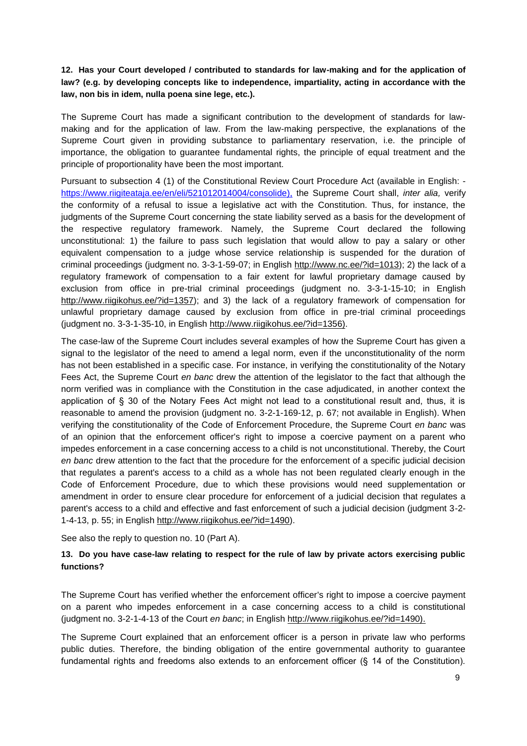**12. Has your Court developed / contributed to standards for law-making and for the application of law? (e.g. by developing concepts like to independence, impartiality, acting in accordance with the law, non bis in idem, nulla poena sine lege, etc.).**

The Supreme Court has made a significant contribution to the development of standards for law-making and for the application of law. From the law-making perspective, the explanations of the Supreme Court given in providing substance to parliamentary reservation, i.e. the principle of importance, the obligation to guarantee fundamental rights, the principle of equal treatment and the principle of proportionality have been the most important.

Pursuant to subsection 4 (1) of the Constitutional Review Court Procedure Act (available in English: - https://www.riigiteataja.ee/en/eli/521012014004/consolide), the Supreme Court shall, *inter alia,* verify the conformity of a refusal to issue a legislative act with the Constitution. Thus, for instance, the judgments of the Supreme Court concerning the state liability served as a basis for the development of the respective regulatory framework. Namely, the Supreme Court declared the following unconstitutional: 1) the failure to pass such legislation that would allow to pay a salary or other equivalent compensation to a judge whose service relationship is suspended for the duration of criminal proceedings (judgment no. 3-3-1-59-07; in English http://www.nc.ee/?id=1013); 2) the lack of a regulatory framework of compensation to a fair extent for lawful proprietary damage caused by exclusion from office in pre-trial criminal proceedings (judgment no. 3-3-1-15-10; in English http://www.riigikohus.ee/?id=1357); and 3) the lack of a regulatory framework of compensation for unlawful proprietary damage caused by exclusion from office in pre-trial criminal proceedings (judgment no. 3-3-1-35-10, in English http://www.riigikohus.ee/?id=1356).

The case-law of the Supreme Court includes several examples of how the Supreme Court has given a signal to the legislator of the need to amend a legal norm, even if the unconstitutionality of the norm has not been established in a specific case. For instance, in verifying the constitutionality of the Notary Fees Act, the Supreme Court *en banc* drew the attention of the legislator to the fact that although the norm verified was in compliance with the Constitution in the case adjudicated, in another context the application of § 30 of the Notary Fees Act might not lead to a constitutional result and, thus, it is reasonable to amend the provision (judgment no. 3-2-1-169-12, p. 67; not available in English). When verifying the constitutionality of the Code of Enforcement Procedure, the Supreme Court *en banc* was of an opinion that the enforcement officer's right to impose a coercive payment on a parent who impedes enforcement in a case concerning access to a child is not unconstitutional. Thereby, the Court *en banc* drew attention to the fact that the procedure for the enforcement of a specific judicial decision that regulates a parent's access to a child as a whole has not been regulated clearly enough in the Code of Enforcement Procedure, due to which these provisions would need supplementation or amendment in order to ensure clear procedure for enforcement of a judicial decision that regulates a parent's access to a child and effective and fast enforcement of such a judicial decision (judgment 3-2-1-4-13, p. 55; in English http://www.riigikohus.ee/?id=1490).

See also the reply to question no. 10 (Part A).

**13. Do you have case-law relating to respect for the rule of law by private actors exercising public functions?**

The Supreme Court has verified whether the enforcement officer's right to impose a coercive payment on a parent who impedes enforcement in a case concerning access to a child is constitutional (judgment no. 3-2-1-4-13 of the Court *en banc*; in English http://www.riigikohus.ee/?id=1490).

The Supreme Court explained that an enforcement officer is a person in private law who performs public duties. Therefore, the binding obligation of the entire governmental authority to guarantee fundamental rights and freedoms also extends to an enforcement officer (§ 14 of the Constitution).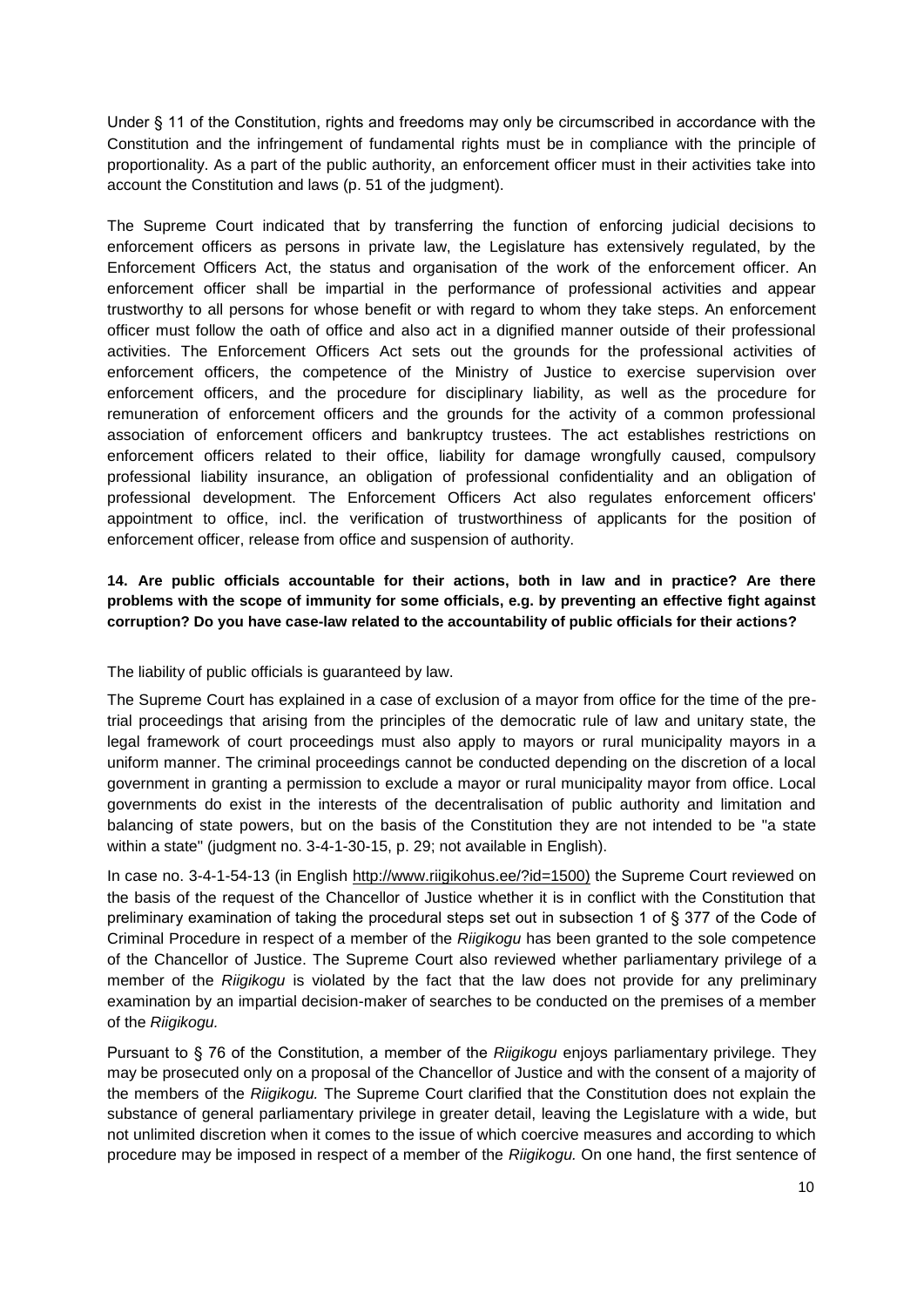Under § 11 of the Constitution, rights and freedoms may only be circumscribed in accordance with the Constitution and the infringement of fundamental rights must be in compliance with the principle of proportionality. As a part of the public authority, an enforcement officer must in their activities take into account the Constitution and laws (p. 51 of the judgment).

The Supreme Court indicated that by transferring the function of enforcing judicial decisions to enforcement officers as persons in private law, the Legislature has extensively regulated, by the Enforcement Officers Act, the status and organisation of the work of the enforcement officer. An enforcement officer shall be impartial in the performance of professional activities and appear trustworthy to all persons for whose benefit or with regard to whom they take steps. An enforcement officer must follow the oath of office and also act in a dignified manner outside of their professional activities. The Enforcement Officers Act sets out the grounds for the professional activities of enforcement officers, the competence of the Ministry of Justice to exercise supervision over enforcement officers, and the procedure for disciplinary liability, as well as the procedure for remuneration of enforcement officers and the grounds for the activity of a common professional association of enforcement officers and bankruptcy trustees. The act establishes restrictions on enforcement officers related to their office, liability for damage wrongfully caused, compulsory professional liability insurance, an obligation of professional confidentiality and an obligation of professional development. The Enforcement Officers Act also regulates enforcement officers' appointment to office, incl. the verification of trustworthiness of applicants for the position of enforcement officer, release from office and suspension of authority.

**14. Are public officials accountable for their actions, both in law and in practice? Are there problems with the scope of immunity for some officials, e.g. by preventing an effective fight against corruption? Do you have case-law related to the accountability of public officials for their actions?**

The liability of public officials is guaranteed by law.

The Supreme Court has explained in a case of exclusion of a mayor from office for the time of the pre-trial proceedings that arising from the principles of the democratic rule of law and unitary state, the legal framework of court proceedings must also apply to mayors or rural municipality mayors in a uniform manner. The criminal proceedings cannot be conducted depending on the discretion of a local government in granting a permission to exclude a mayor or rural municipality mayor from office. Local governments do exist in the interests of the decentralisation of public authority and limitation and balancing of state powers, but on the basis of the Constitution they are not intended to be "a state within a state" (judgment no. 3-4-1-30-15, p. 29; not available in English).

In case no. 3-4-1-54-13 (in English http://www.riigikohus.ee/?id=1500) the Supreme Court reviewed on the basis of the request of the Chancellor of Justice whether it is in conflict with the Constitution that preliminary examination of taking the procedural steps set out in subsection 1 of § 377 of the Code of Criminal Procedure in respect of a member of the *Riigikogu* has been granted to the sole competence of the Chancellor of Justice. The Supreme Court also reviewed whether parliamentary privilege of a member of the *Riigikogu* is violated by the fact that the law does not provide for any preliminary examination by an impartial decision-maker of searches to be conducted on the premises of a member of the *Riigikogu.*

Pursuant to § 76 of the Constitution, a member of the *Riigikogu* enjoys parliamentary privilege. They may be prosecuted only on a proposal of the Chancellor of Justice and with the consent of a majority of the members of the *Riigikogu.* The Supreme Court clarified that the Constitution does not explain the substance of general parliamentary privilege in greater detail, leaving the Legislature with a wide, but not unlimited discretion when it comes to the issue of which coercive measures and according to which procedure may be imposed in respect of a member of the *Riigikogu.* On one hand, the first sentence of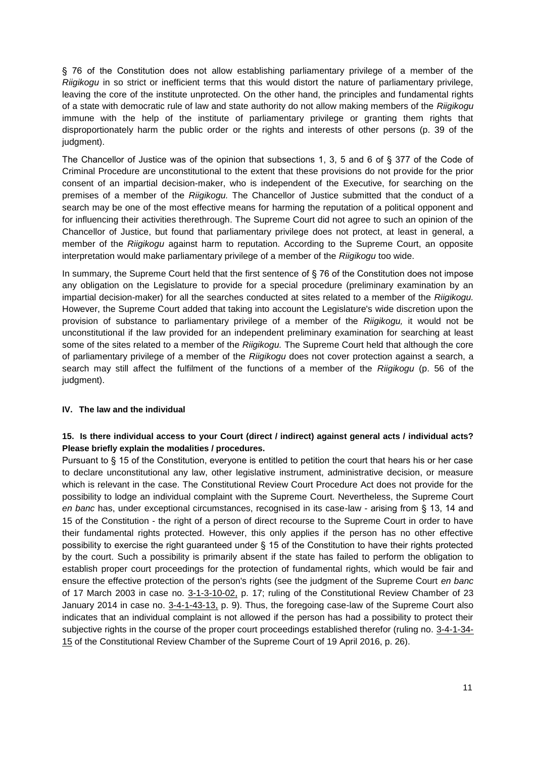§ 76 of the Constitution does not allow establishing parliamentary privilege of a member of the *Riigikogu* in so strict or inefficient terms that this would distort the nature of parliamentary privilege, leaving the core of the institute unprotected. On the other hand, the principles and fundamental rights of a state with democratic rule of law and state authority do not allow making members of the *Riigikogu* immune with the help of the institute of parliamentary privilege or granting them rights that disproportionately harm the public order or the rights and interests of other persons (p. 39 of the judgment).

The Chancellor of Justice was of the opinion that subsections 1, 3, 5 and 6 of § 377 of the Code of Criminal Procedure are unconstitutional to the extent that these provisions do not provide for the prior consent of an impartial decision-maker, who is independent of the Executive, for searching on the premises of a member of the *Riigikogu.* The Chancellor of Justice submitted that the conduct of a search may be one of the most effective means for harming the reputation of a political opponent and for influencing their activities therethrough. The Supreme Court did not agree to such an opinion of the Chancellor of Justice, but found that parliamentary privilege does not protect, at least in general, a member of the *Riigikogu* against harm to reputation. According to the Supreme Court, an opposite interpretation would make parliamentary privilege of a member of the *Riigikogu* too wide.

In summary, the Supreme Court held that the first sentence of § 76 of the Constitution does not impose any obligation on the Legislature to provide for a special procedure (preliminary examination by an impartial decision-maker) for all the searches conducted at sites related to a member of the *Riigikogu.* However, the Supreme Court added that taking into account the Legislature's wide discretion upon the provision of substance to parliamentary privilege of a member of the *Riigikogu,* it would not be unconstitutional if the law provided for an independent preliminary examination for searching at least some of the sites related to a member of the *Riigikogu.* The Supreme Court held that although the core of parliamentary privilege of a member of the *Riigikogu* does not cover protection against a search, a search may still affect the fulfilment of the functions of a member of the *Riigikogu* (p. 56 of the judgment).

## IV. The law and the individual

### 15. Is there individual access to your Court (direct / indirect) against general acts / individual acts? Please briefly explain the modalities / procedures.

Pursuant to § 15 of the Constitution, everyone is entitled to petition the court that hears his or her case to declare unconstitutional any law, other legislative instrument, administrative decision, or measure which is relevant in the case. The Constitutional Review Court Procedure Act does not provide for the possibility to lodge an individual complaint with the Supreme Court. Nevertheless, the Supreme Court *en banc* has, under exceptional circumstances, recognised in its case-law - arising from § 13, 14 and 15 of the Constitution - the right of a person of direct recourse to the Supreme Court in order to have their fundamental rights protected. However, this only applies if the person has no other effective possibility to exercise the right guaranteed under § 15 of the Constitution to have their rights protected by the court. Such a possibility is primarily absent if the state has failed to perform the obligation to establish proper court proceedings for the protection of fundamental rights, which would be fair and ensure the effective protection of the person's rights (see the judgment of the Supreme Court *en banc* of 17 March 2003 in case no. 3-1-3-10-02, p. 17; ruling of the Constitutional Review Chamber of 23 January 2014 in case no. 3-4-1-43-13, p. 9). Thus, the foregoing case-law of the Supreme Court also indicates that an individual complaint is not allowed if the person has had a possibility to protect their subjective rights in the course of the proper court proceedings established therefor (ruling no. 3-4-1-34-15 of the Constitutional Review Chamber of the Supreme Court of 19 April 2016, p. 26).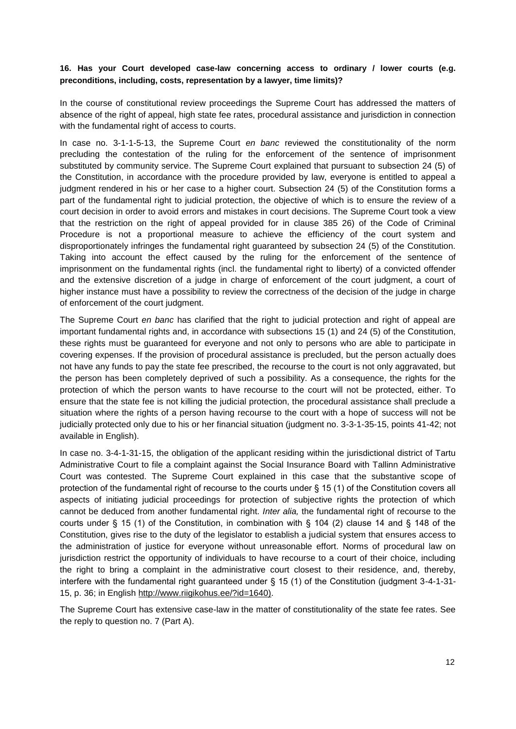**16. Has your Court developed case-law concerning access to ordinary / lower courts (e.g. preconditions, including, costs, representation by a lawyer, time limits)?**

In the course of constitutional review proceedings the Supreme Court has addressed the matters of absence of the right of appeal, high state fee rates, procedural assistance and jurisdiction in connection with the fundamental right of access to courts.

In case no. 3-1-1-5-13, the Supreme Court *en banc* reviewed the constitutionality of the norm precluding the contestation of the ruling for the enforcement of the sentence of imprisonment substituted by community service. The Supreme Court explained that pursuant to subsection 24 (5) of the Constitution, in accordance with the procedure provided by law, everyone is entitled to appeal a judgment rendered in his or her case to a higher court. Subsection 24 (5) of the Constitution forms a part of the fundamental right to judicial protection, the objective of which is to ensure the review of a court decision in order to avoid errors and mistakes in court decisions. The Supreme Court took a view that the restriction on the right of appeal provided for in clause 385 26) of the Code of Criminal Procedure is not a proportional measure to achieve the efficiency of the court system and disproportionately infringes the fundamental right guaranteed by subsection 24 (5) of the Constitution. Taking into account the effect caused by the ruling for the enforcement of the sentence of imprisonment on the fundamental rights (incl. the fundamental right to liberty) of a convicted offender and the extensive discretion of a judge in charge of enforcement of the court judgment, a court of higher instance must have a possibility to review the correctness of the decision of the judge in charge of enforcement of the court judgment.

The Supreme Court *en banc* has clarified that the right to judicial protection and right of appeal are important fundamental rights and, in accordance with subsections 15 (1) and 24 (5) of the Constitution, these rights must be guaranteed for everyone and not only to persons who are able to participate in covering expenses. If the provision of procedural assistance is precluded, but the person actually does not have any funds to pay the state fee prescribed, the recourse to the court is not only aggravated, but the person has been completely deprived of such a possibility. As a consequence, the rights for the protection of which the person wants to have recourse to the court will not be protected, either. To ensure that the state fee is not killing the judicial protection, the procedural assistance shall preclude a situation where the rights of a person having recourse to the court with a hope of success will not be judicially protected only due to his or her financial situation (judgment no. 3-3-1-35-15, points 41-42; not available in English).

In case no. 3-4-1-31-15, the obligation of the applicant residing within the jurisdictional district of Tartu Administrative Court to file a complaint against the Social Insurance Board with Tallinn Administrative Court was contested. The Supreme Court explained in this case that the substantive scope of protection of the fundamental right of recourse to the courts under § 15 (1) of the Constitution covers all aspects of initiating judicial proceedings for protection of subjective rights the protection of which cannot be deduced from another fundamental right. *Inter alia,* the fundamental right of recourse to the courts under § 15 (1) of the Constitution, in combination with § 104 (2) clause 14 and § 148 of the Constitution, gives rise to the duty of the legislator to establish a judicial system that ensures access to the administration of justice for everyone without unreasonable effort. Norms of procedural law on jurisdiction restrict the opportunity of individuals to have recourse to a court of their choice, including the right to bring a complaint in the administrative court closest to their residence, and, thereby, interfere with the fundamental right guaranteed under § 15 (1) of the Constitution (judgment 3-4-1-31-15, p. 36; in English http://www.riigikohus.ee/?id=1640).

The Supreme Court has extensive case-law in the matter of constitutionality of the state fee rates. See the reply to question no. 7 (Part A).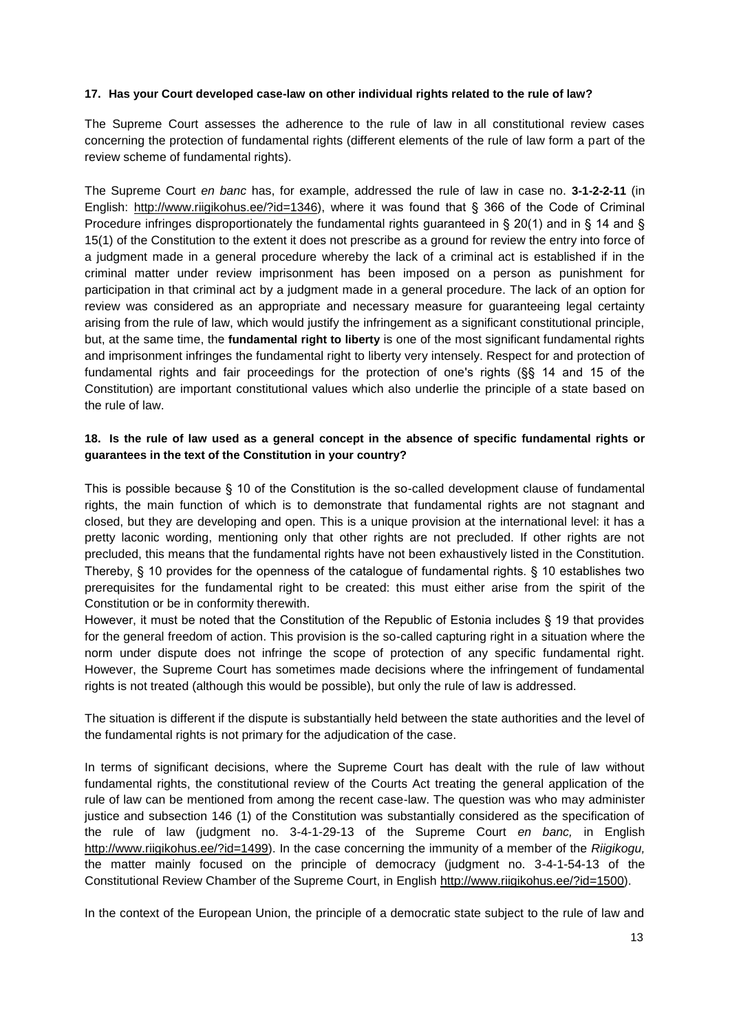**17. Has your Court developed case-law on other individual rights related to the rule of law?**

The Supreme Court assesses the adherence to the rule of law in all constitutional review cases concerning the protection of fundamental rights (different elements of the rule of law form a part of the review scheme of fundamental rights).

The Supreme Court *en banc* has, for example, addressed the rule of law in case no. **3-1-2-2-11** (in English: http://www.riigikohus.ee/?id=1346), where it was found that § 366 of the Code of Criminal Procedure infringes disproportionately the fundamental rights guaranteed in § 20(1) and in § 14 and § 15(1) of the Constitution to the extent it does not prescribe as a ground for review the entry into force of a judgment made in a general procedure whereby the lack of a criminal act is established if in the criminal matter under review imprisonment has been imposed on a person as punishment for participation in that criminal act by a judgment made in a general procedure. The lack of an option for review was considered as an appropriate and necessary measure for guaranteeing legal certainty arising from the rule of law, which would justify the infringement as a significant constitutional principle, but, at the same time, the **fundamental right to liberty** is one of the most significant fundamental rights and imprisonment infringes the fundamental right to liberty very intensely. Respect for and protection of fundamental rights and fair proceedings for the protection of one's rights (§§ 14 and 15 of the Constitution) are important constitutional values which also underlie the principle of a state based on the rule of law.

**18. Is the rule of law used as a general concept in the absence of specific fundamental rights or guarantees in the text of the Constitution in your country?**

This is possible because § 10 of the Constitution is the so-called development clause of fundamental rights, the main function of which is to demonstrate that fundamental rights are not stagnant and closed, but they are developing and open. This is a unique provision at the international level: it has a pretty laconic wording, mentioning only that other rights are not precluded. If other rights are not precluded, this means that the fundamental rights have not been exhaustively listed in the Constitution. Thereby, § 10 provides for the openness of the catalogue of fundamental rights. § 10 establishes two prerequisites for the fundamental right to be created: this must either arise from the spirit of the Constitution or be in conformity therewith.
However, it must be noted that the Constitution of the Republic of Estonia includes § 19 that provides for the general freedom of action. This provision is the so-called capturing right in a situation where the norm under dispute does not infringe the scope of protection of any specific fundamental right. However, the Supreme Court has sometimes made decisions where the infringement of fundamental rights is not treated (although this would be possible), but only the rule of law is addressed.

The situation is different if the dispute is substantially held between the state authorities and the level of the fundamental rights is not primary for the adjudication of the case.

In terms of significant decisions, where the Supreme Court has dealt with the rule of law without fundamental rights, the constitutional review of the Courts Act treating the general application of the rule of law can be mentioned from among the recent case-law. The question was who may administer justice and subsection 146 (1) of the Constitution was substantially considered as the specification of the rule of law (judgment no. 3-4-1-29-13 of the Supreme Court *en banc,* in English http://www.riigikohus.ee/?id=1499). In the case concerning the immunity of a member of the *Riigikogu,* the matter mainly focused on the principle of democracy (judgment no. 3-4-1-54-13 of the Constitutional Review Chamber of the Supreme Court, in English http://www.riigikohus.ee/?id=1500).

In the context of the European Union, the principle of a democratic state subject to the rule of law and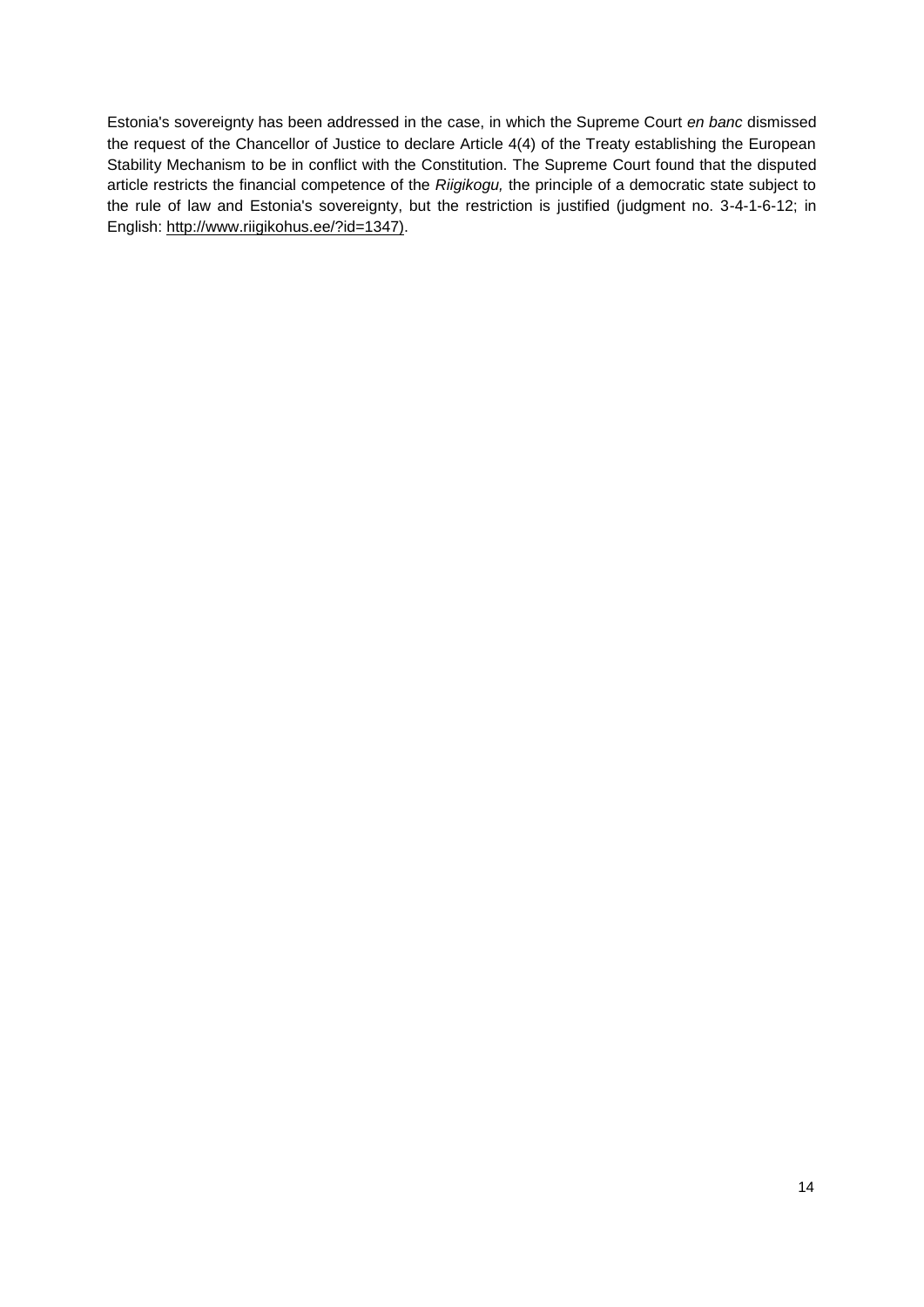Estonia's sovereignty has been addressed in the case, in which the Supreme Court *en banc* dismissed the request of the Chancellor of Justice to declare Article 4(4) of the Treaty establishing the European Stability Mechanism to be in conflict with the Constitution. The Supreme Court found that the disputed article restricts the financial competence of the *Riigikogu,* the principle of a democratic state subject to the rule of law and Estonia's sovereignty, but the restriction is justified (judgment no. 3-4-1-6-12; in English: http://www.riigikohus.ee/?id=1347).